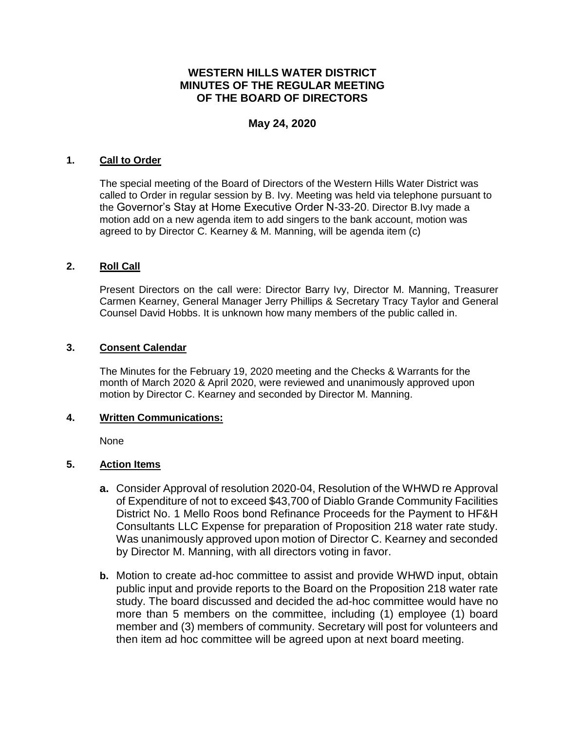# WESTERN HILLS WATER DISTRICT
# MINUTES OF THE REGULAR MEETING
# OF THE BOARD OF DIRECTORS

**May 24, 2020**

## 1. Call to Order

The special meeting of the Board of Directors of the Western Hills Water District was called to Order in regular session by B. Ivy. Meeting was held via telephone pursuant to the Governor's Stay at Home Executive Order N-33-20. Director B.Ivy made a motion add on a new agenda item to add singers to the bank account, motion was agreed to by Director C. Kearney & M. Manning, will be agenda item (c)

## 2. Roll Call

Present Directors on the call were: Director Barry Ivy, Director M. Manning, Treasurer Carmen Kearney, General Manager Jerry Phillips & Secretary Tracy Taylor and General Counsel David Hobbs. It is unknown how many members of the public called in.

## 3. Consent Calendar

The Minutes for the February 19, 2020 meeting and the Checks & Warrants for the month of March 2020 & April 2020, were reviewed and unanimously approved upon motion by Director C. Kearney and seconded by Director M. Manning.

## 4. Written Communications:

None

## 5. Action Items

- **a.** Consider Approval of resolution 2020-04, Resolution of the WHWD re Approval of Expenditure of not to exceed $43,700 of Diablo Grande Community Facilities District No. 1 Mello Roos bond Refinance Proceeds for the Payment to HF&H Consultants LLC Expense for preparation of Proposition 218 water rate study. Was unanimously approved upon motion of Director C. Kearney and seconded by Director M. Manning, with all directors voting in favor.
- **b.** Motion to create ad-hoc committee to assist and provide WHWD input, obtain public input and provide reports to the Board on the Proposition 218 water rate study. The board discussed and decided the ad-hoc committee would have no more than 5 members on the committee, including (1) employee (1) board member and (3) members of community. Secretary will post for volunteers and then item ad hoc committee will be agreed upon at next board meeting.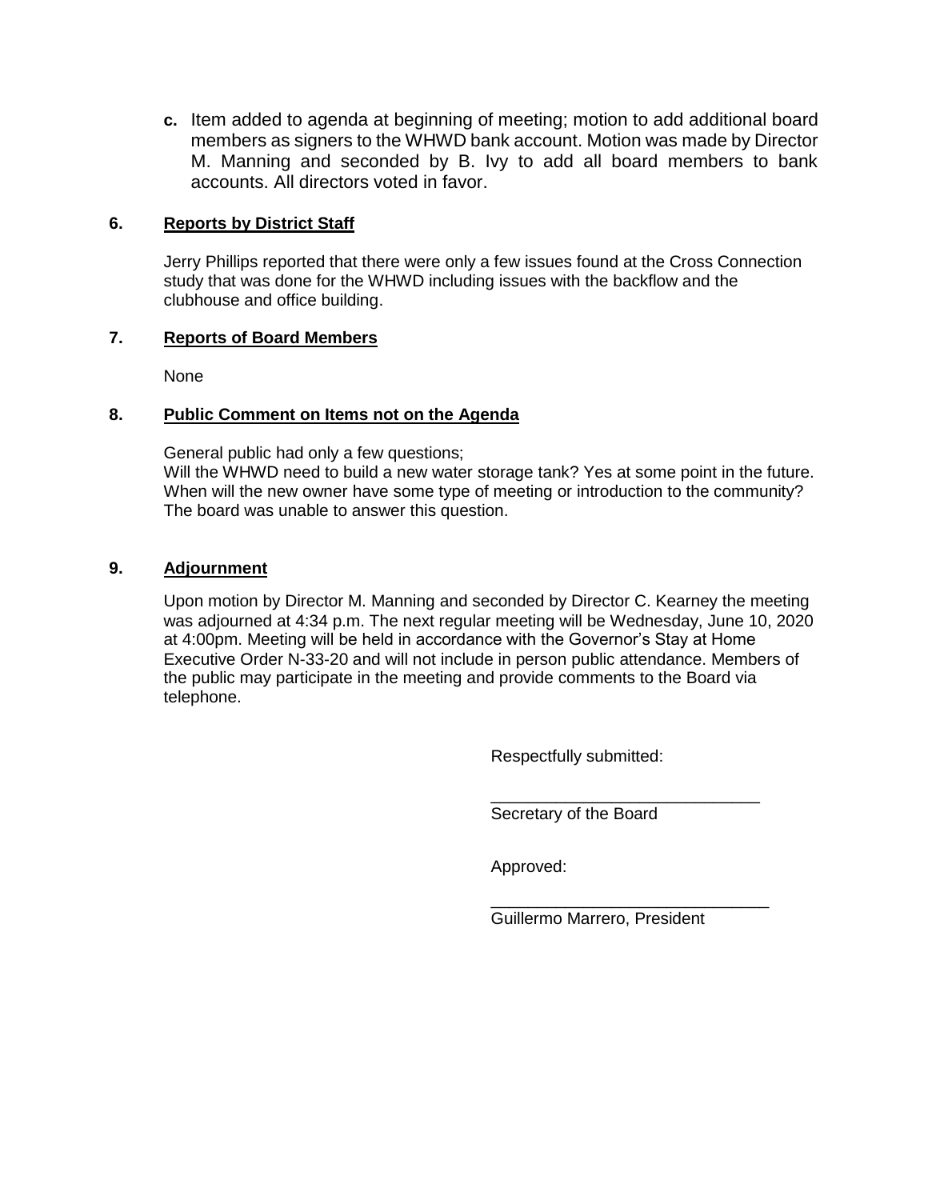c. Item added to agenda at beginning of meeting; motion to add additional board members as signers to the WHWD bank account. Motion was made by Director M. Manning and seconded by B. Ivy to add all board members to bank accounts. All directors voted in favor.

**6. Reports by District Staff**

Jerry Phillips reported that there were only a few issues found at the Cross Connection study that was done for the WHWD including issues with the backflow and the clubhouse and office building.

**7. Reports of Board Members**

None

**8. Public Comment on Items not on the Agenda**

General public had only a few questions;
Will the WHWD need to build a new water storage tank? Yes at some point in the future.
When will the new owner have some type of meeting or introduction to the community? The board was unable to answer this question.

**9. Adjournment**

Upon motion by Director M. Manning and seconded by Director C. Kearney the meeting was adjourned at 4:34 p.m. The next regular meeting will be Wednesday, June 10, 2020 at 4:00pm. Meeting will be held in accordance with the Governor's Stay at Home Executive Order N-33-20 and will not include in person public attendance. Members of the public may participate in the meeting and provide comments to the Board via telephone.

Respectfully submitted:

\_\_\_\_\_\_\_\_\_\_\_\_\_\_\_\_\_\_\_\_\_\_\_\_\_\_\_\_\_\_
Secretary of the Board

Approved:

\_\_\_\_\_\_\_\_\_\_\_\_\_\_\_\_\_\_\_\_\_\_\_\_\_\_\_\_\_\_
Guillermo Marrero, President